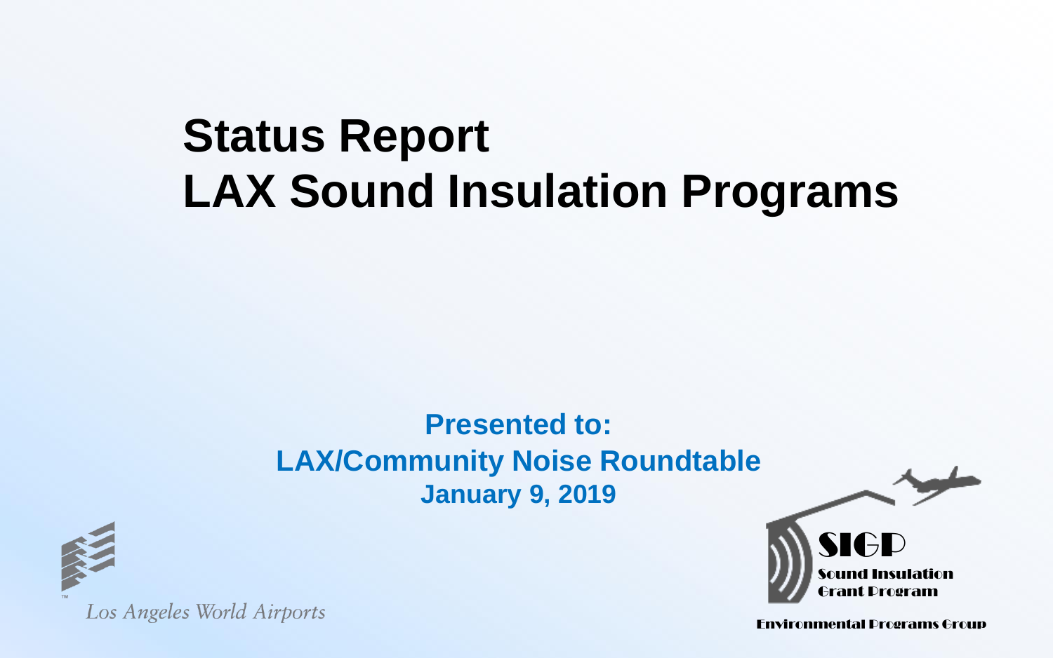# Status Report
# LAX Sound Insulation Programs

**Presented to:**
**LAX/Community Noise Roundtable**
**January 9, 2019**

Los Angeles World Airports

SIGP
Sound Insulation Grant Program

Environmental Programs Group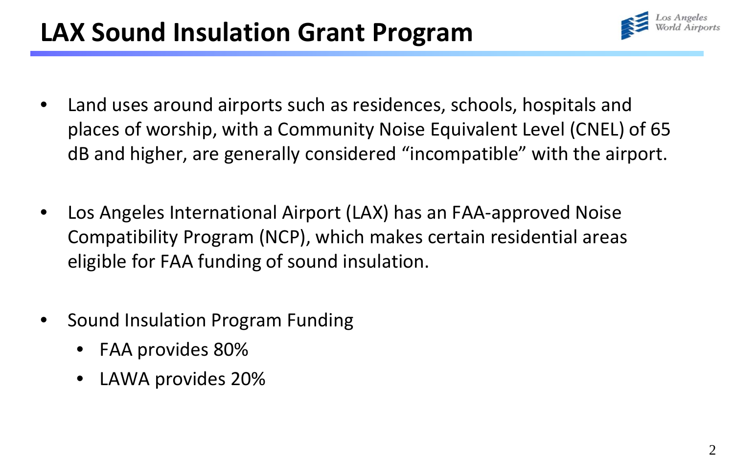# LAX Sound Insulation Grant Program

- Land uses around airports such as residences, schools, hospitals and places of worship, with a Community Noise Equivalent Level (CNEL) of 65 dB and higher, are generally considered "incompatible" with the airport.

- Los Angeles International Airport (LAX) has an FAA-approved Noise Compatibility Program (NCP), which makes certain residential areas eligible for FAA funding of sound insulation.

- Sound Insulation Program Funding
  - FAA provides 80%
  - LAWA provides 20%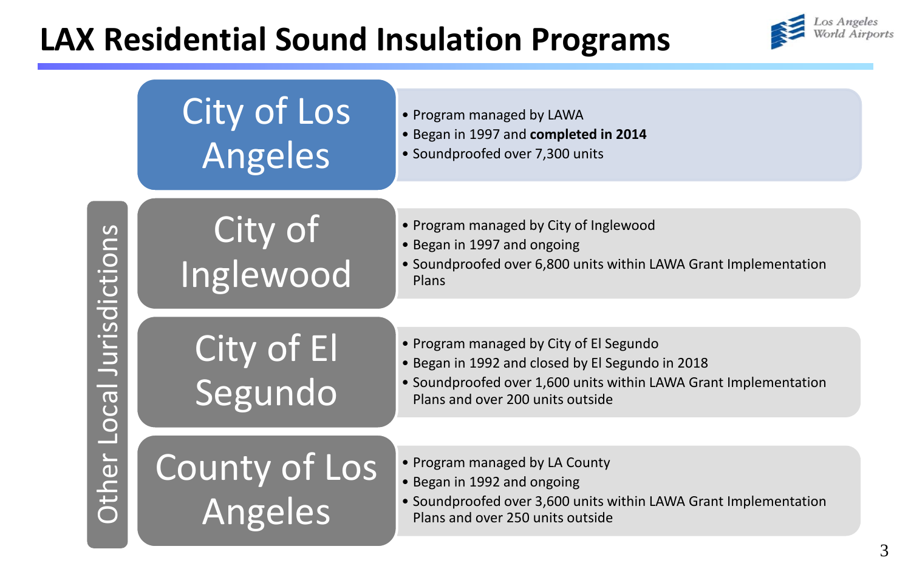# LAX Residential Sound Insulation Programs

Los Angeles World Airports

## City of Los Angeles

- Program managed by LAWA
- Began in 1997 and **completed in 2014**
- Soundproofed over 7,300 units

## Other Local Jurisdictions

### City of Inglewood

- Program managed by City of Inglewood
- Began in 1997 and ongoing
- Soundproofed over 6,800 units within LAWA Grant Implementation Plans

### City of El Segundo

- Program managed by City of El Segundo
- Began in 1992 and closed by El Segundo in 2018
- Soundproofed over 1,600 units within LAWA Grant Implementation Plans and over 200 units outside

### County of Los Angeles

- Program managed by LA County
- Began in 1992 and ongoing
- Soundproofed over 3,600 units within LAWA Grant Implementation Plans and over 250 units outside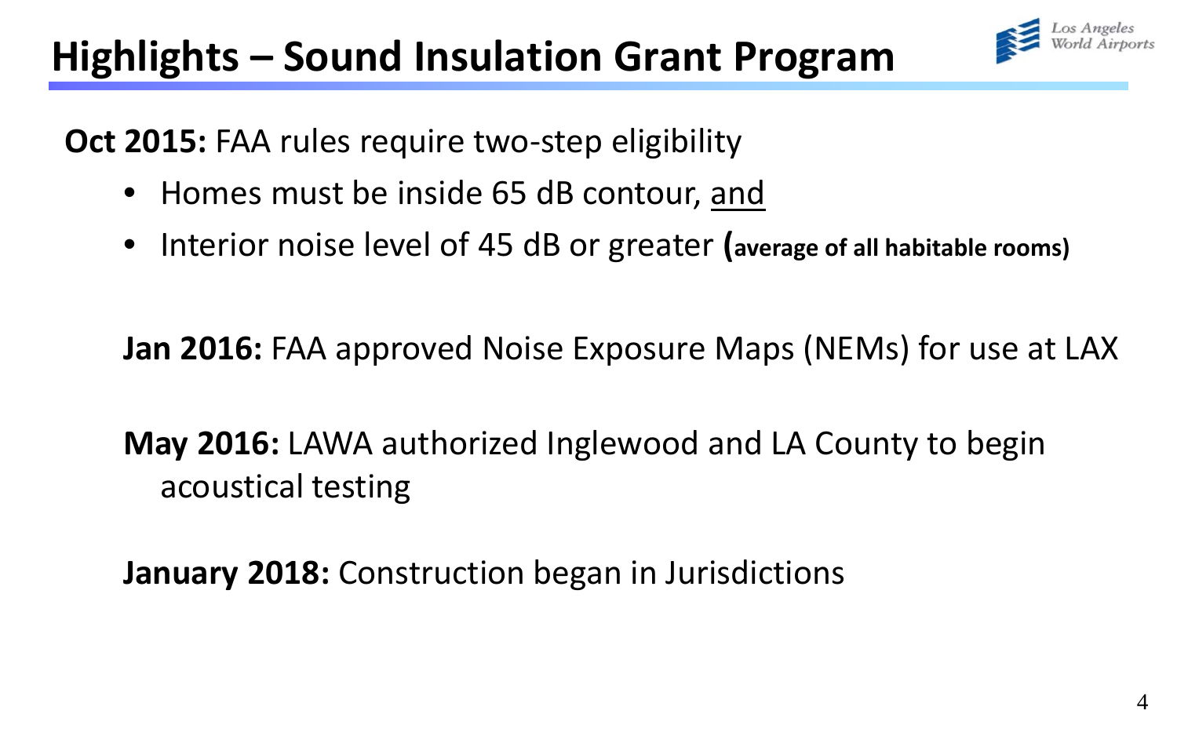# Highlights – Sound Insulation Grant Program

**Oct 2015:** FAA rules require two-step eligibility

- Homes must be inside 65 dB contour, <u>and</u>
- Interior noise level of 45 dB or greater **(average of all habitable rooms)**

**Jan 2016:** FAA approved Noise Exposure Maps (NEMs) for use at LAX

**May 2016:** LAWA authorized Inglewood and LA County to begin acoustical testing

**January 2018:** Construction began in Jurisdictions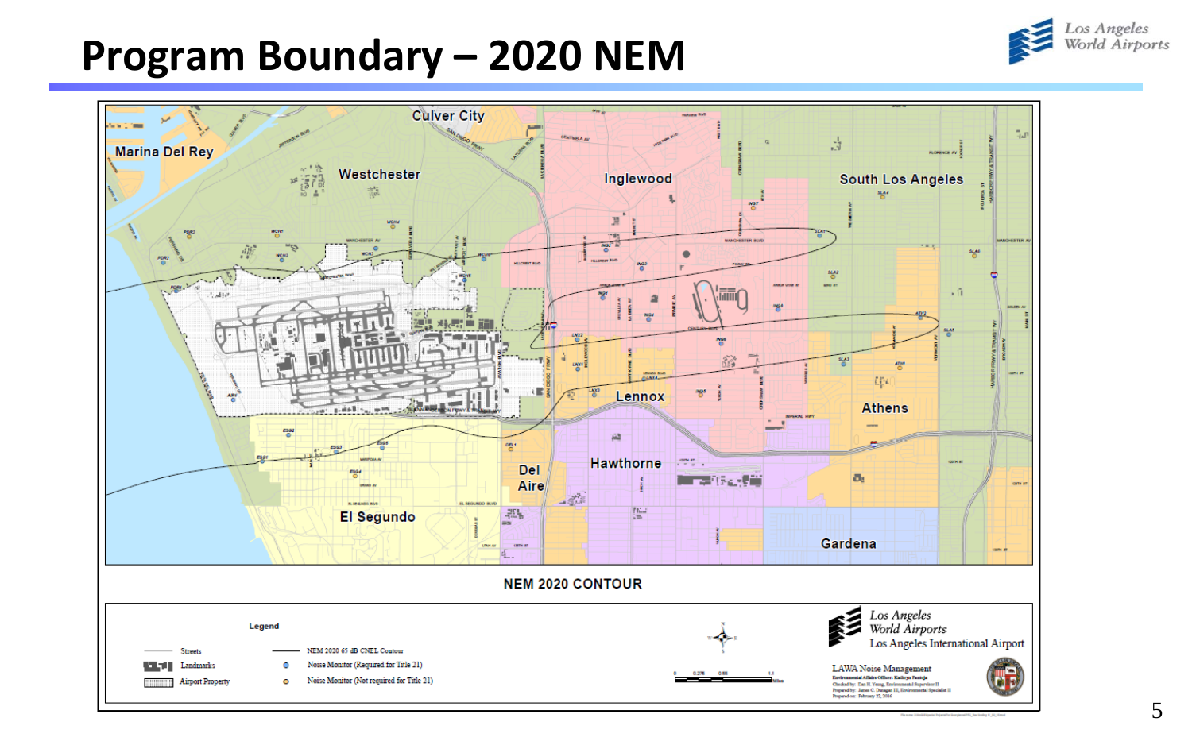# Program Boundary – 2020 NEM

Culver City

Marina Del Rey

Westchester

Inglewood

South Los Angeles

Lennox

Athens

Hawthorne

Del Aire

El Segundo

Gardena

NEM 2020 CONTOUR

Legend

- Streets
- Landmarks
- Airport Property
- NEM 2020 65 dB CNEL Contour
- Noise Monitor (Required for Title 21)
- Noise Monitor (Not required for Title 21)

Los Angeles World Airports
Los Angeles International Airport

LAWA Noise Management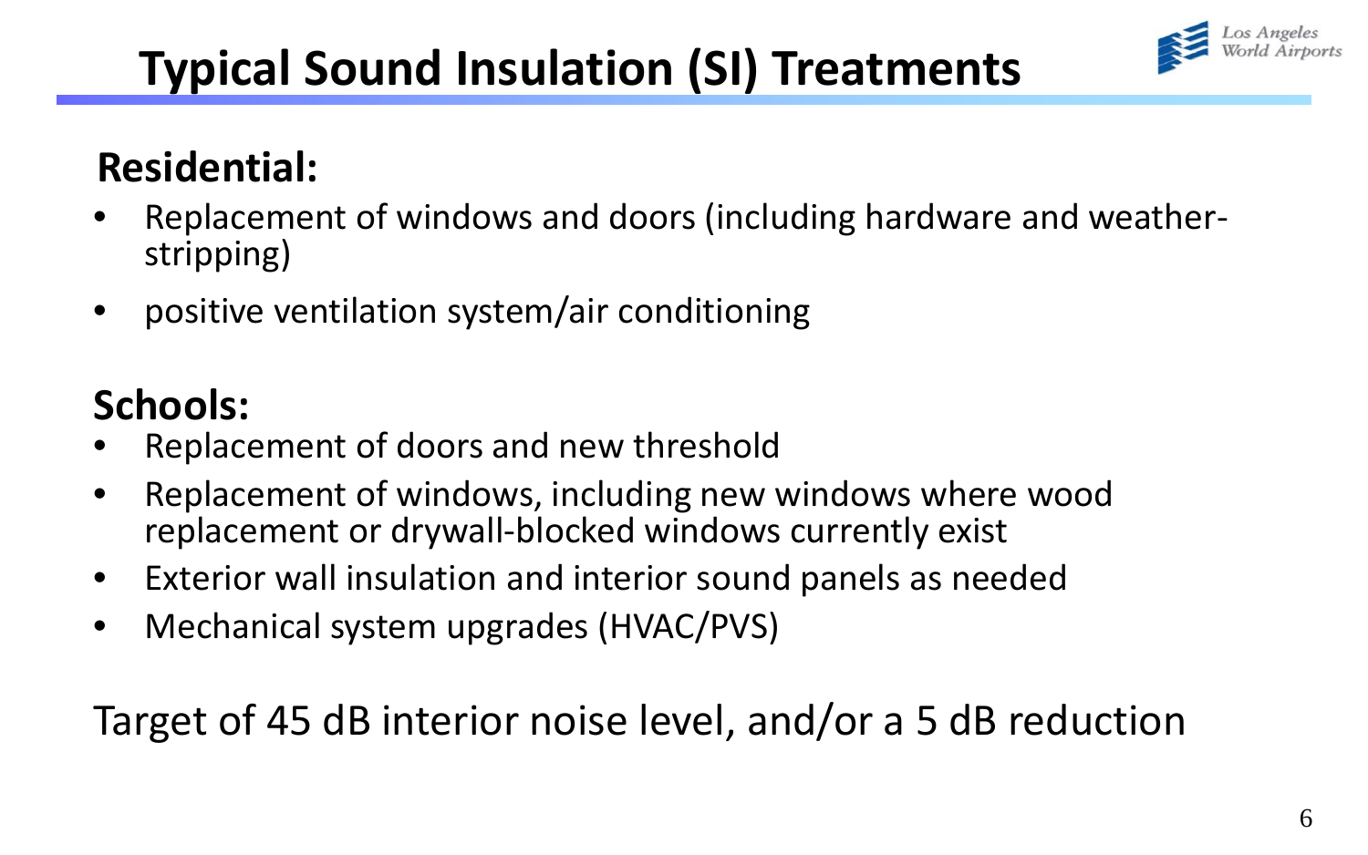# Typical Sound Insulation (SI) Treatments

## Residential:

- Replacement of windows and doors (including hardware and weather-stripping)
- positive ventilation system/air conditioning

## Schools:

- Replacement of doors and new threshold
- Replacement of windows, including new windows where wood replacement or drywall-blocked windows currently exist
- Exterior wall insulation and interior sound panels as needed
- Mechanical system upgrades (HVAC/PVS)

Target of 45 dB interior noise level, and/or a 5 dB reduction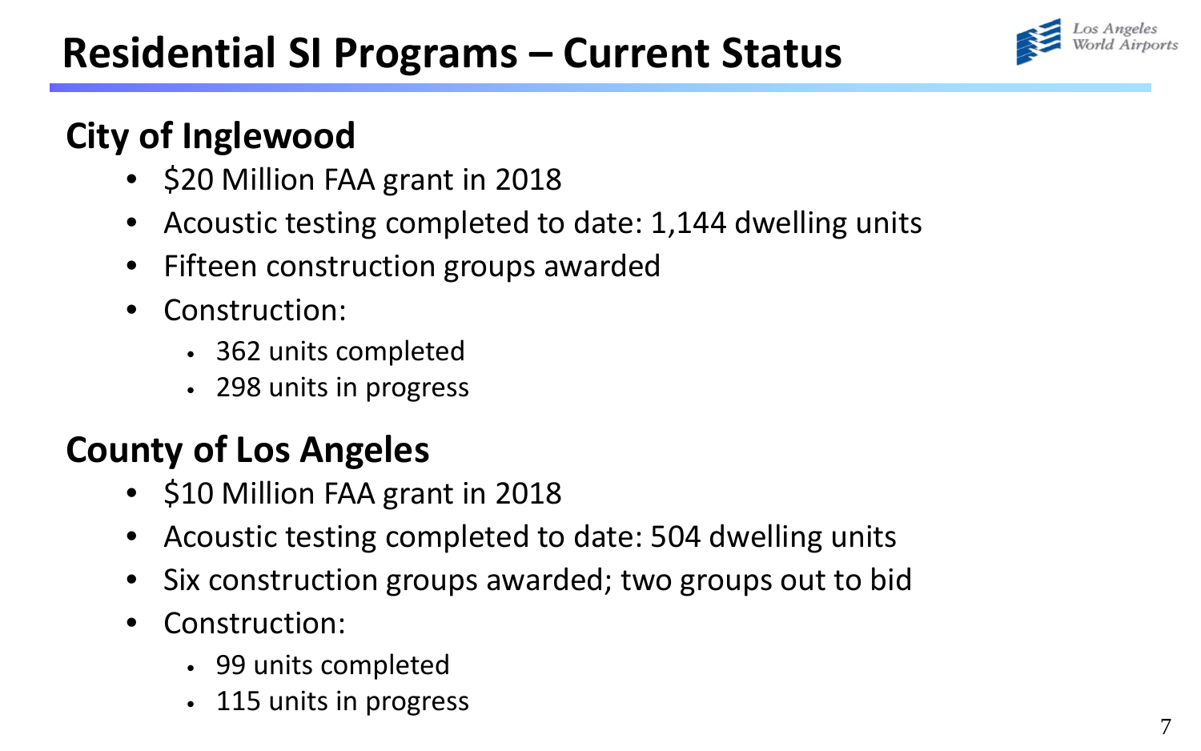# Residential SI Programs – Current Status

## City of Inglewood

- $20 Million FAA grant in 2018
- Acoustic testing completed to date: 1,144 dwelling units
- Fifteen construction groups awarded
- Construction:
  - 362 units completed
  - 298 units in progress

## County of Los Angeles

- $10 Million FAA grant in 2018
- Acoustic testing completed to date: 504 dwelling units
- Six construction groups awarded; two groups out to bid
- Construction:
  - 99 units completed
  - 115 units in progress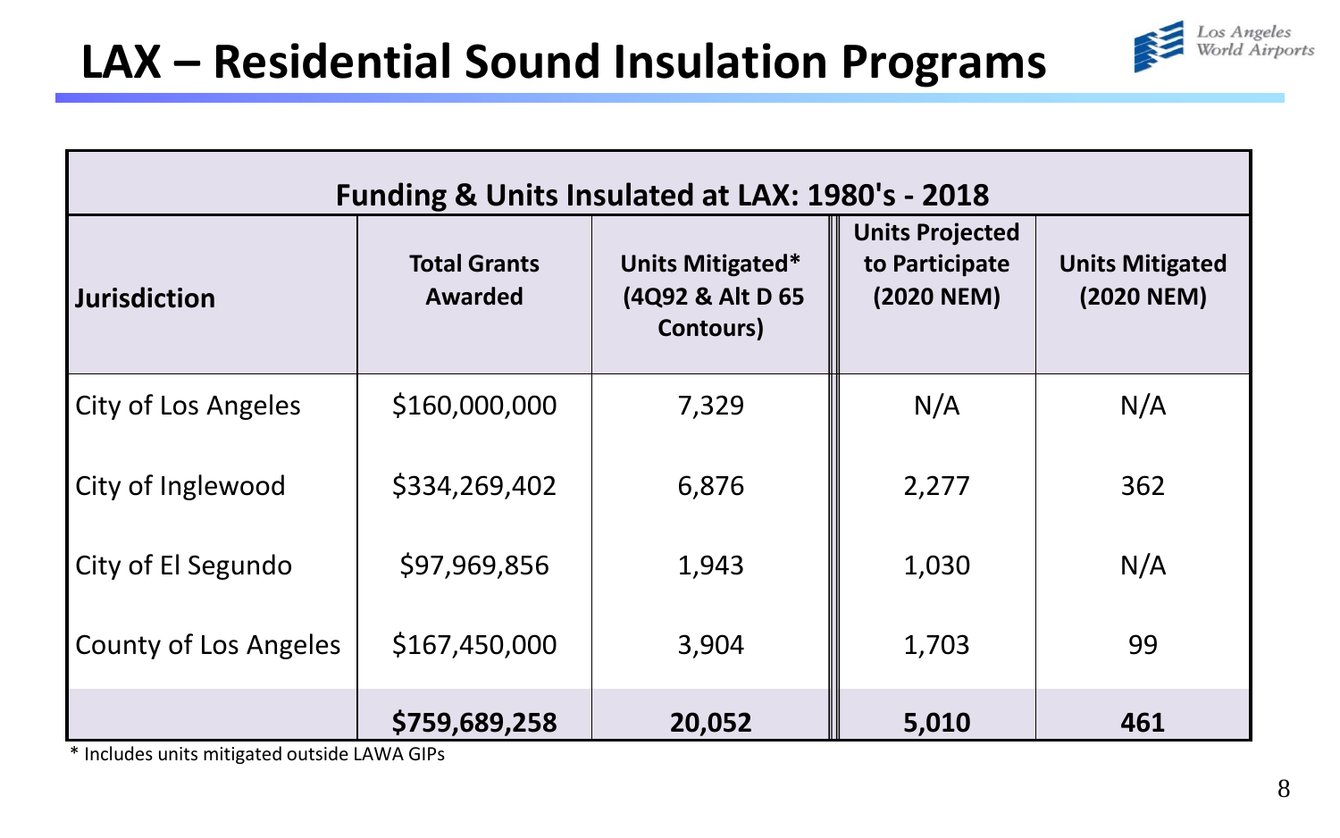# LAX – Residential Sound Insulation Programs

| Funding & Units Insulated at LAX: 1980's - 2018 | | | | |
|---|---|---|---|---|
| **Jurisdiction** | **Total Grants Awarded** | **Units Mitigated* (4Q92 & Alt D 65 Contours)** | **Units Projected to Participate (2020 NEM)** | **Units Mitigated (2020 NEM)** |
| City of Los Angeles | $160,000,000 | 7,329 | N/A | N/A |
| City of Inglewood | $334,269,402 | 6,876 | 2,277 | 362 |
| City of El Segundo | $97,969,856 | 1,943 | 1,030 | N/A |
| County of Los Angeles | $167,450,000 | 3,904 | 1,703 | 99 |
| | **$759,689,258** | **20,052** | **5,010** | **461** |

* Includes units mitigated outside LAWA GIPs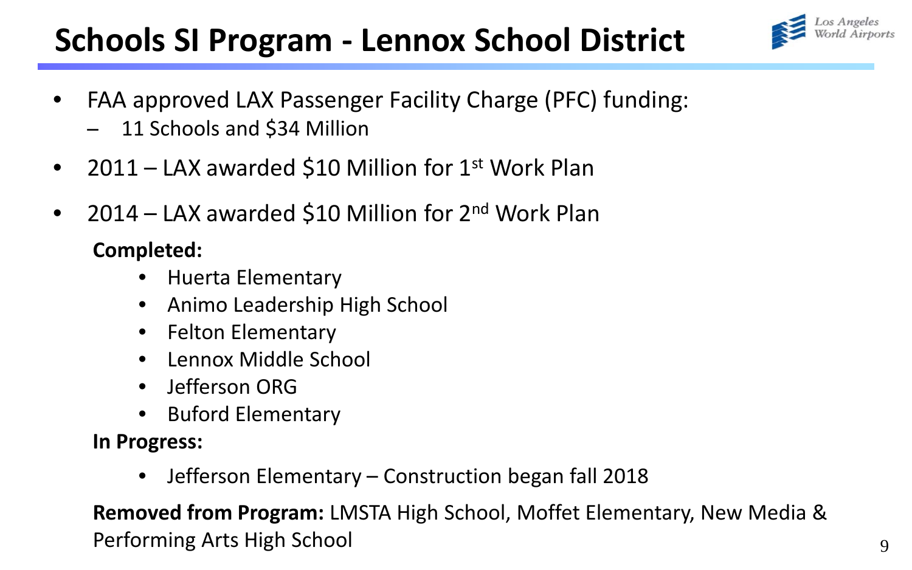# Schools SI Program - Lennox School District

- FAA approved LAX Passenger Facility Charge (PFC) funding:
  - 11 Schools and $34 Million
- 2011 – LAX awarded $10 Million for 1st Work Plan
- 2014 – LAX awarded $10 Million for 2nd Work Plan

**Completed:**

- Huerta Elementary
- Animo Leadership High School
- Felton Elementary
- Lennox Middle School
- Jefferson ORG
- Buford Elementary

**In Progress:**

- Jefferson Elementary – Construction began fall 2018

**Removed from Program:** LMSTA High School, Moffet Elementary, New Media & Performing Arts High School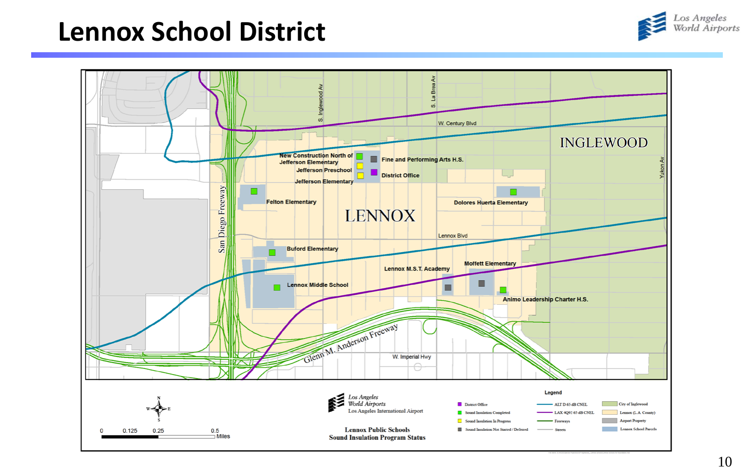# Lennox School District

Lennox Public Schools
Sound Insulation Program Status

Legend

| Symbol | Description |
| --- | --- |
| Purple square | District Office |
| Green square | Sound Insulation Completed |
| Yellow square | Sound Insulation In Progress |
| Gray square | Sound Insulation Not Started / Deferred |
| Blue line | ALT D 65 dB CNEL |
| Purple line | LAX 4Q92 65 dB CNEL |
| Green line | Freeways |
| Gray line | Streets |
| Green area | City of Inglewood |
| Tan area | Lennox (L.A. County) |
| Gray area | Airport Property |
| Blue area | Lennox School Parcels |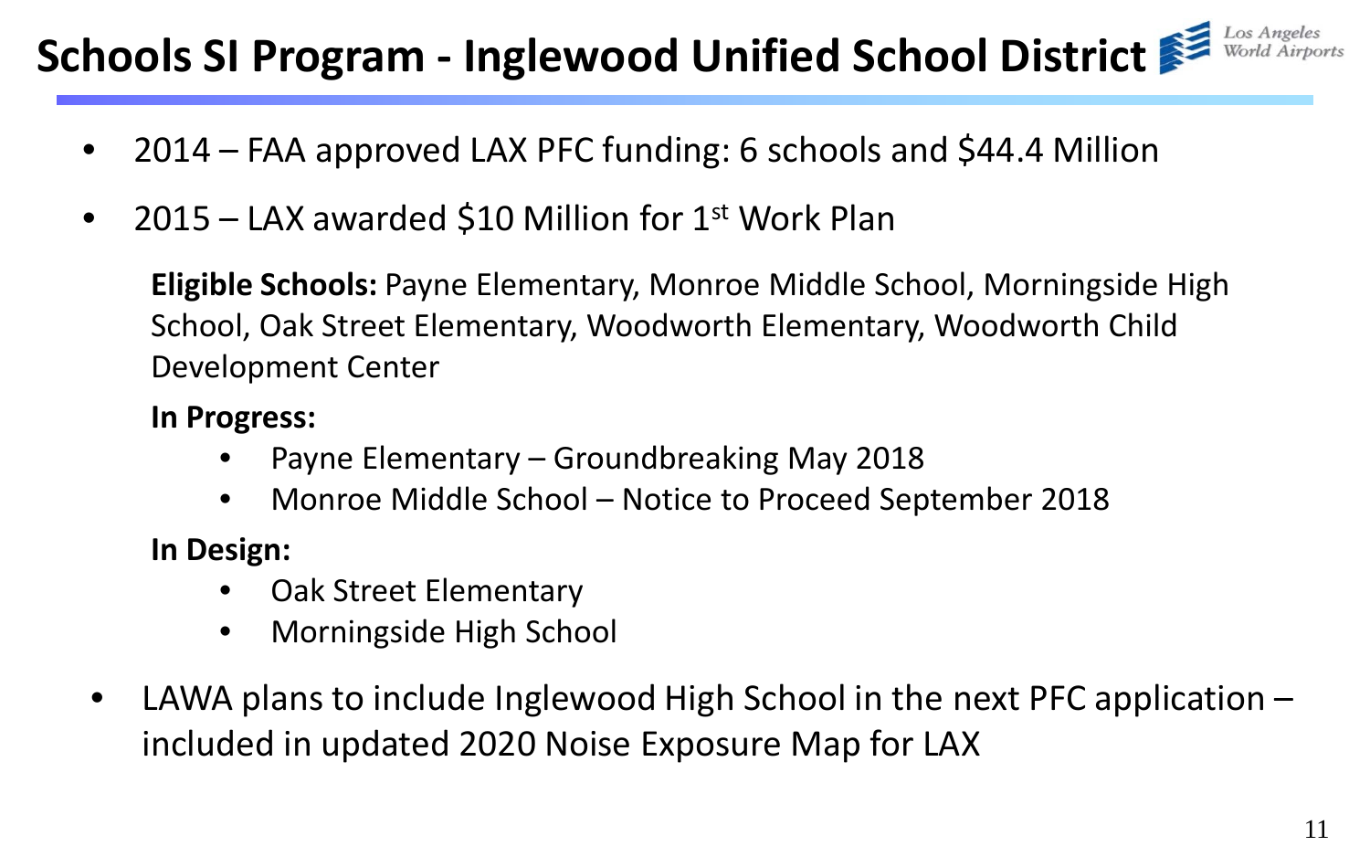# Schools SI Program - Inglewood Unified School District

Los Angeles World Airports

- 2014 – FAA approved LAX PFC funding: 6 schools and $44.4 Million
- 2015 – LAX awarded $10 Million for 1st Work Plan

  **Eligible Schools:** Payne Elementary, Monroe Middle School, Morningside High School, Oak Street Elementary, Woodworth Elementary, Woodworth Child Development Center

  **In Progress:**
  - Payne Elementary – Groundbreaking May 2018
  - Monroe Middle School – Notice to Proceed September 2018

  **In Design:**
  - Oak Street Elementary
  - Morningside High School

- LAWA plans to include Inglewood High School in the next PFC application – included in updated 2020 Noise Exposure Map for LAX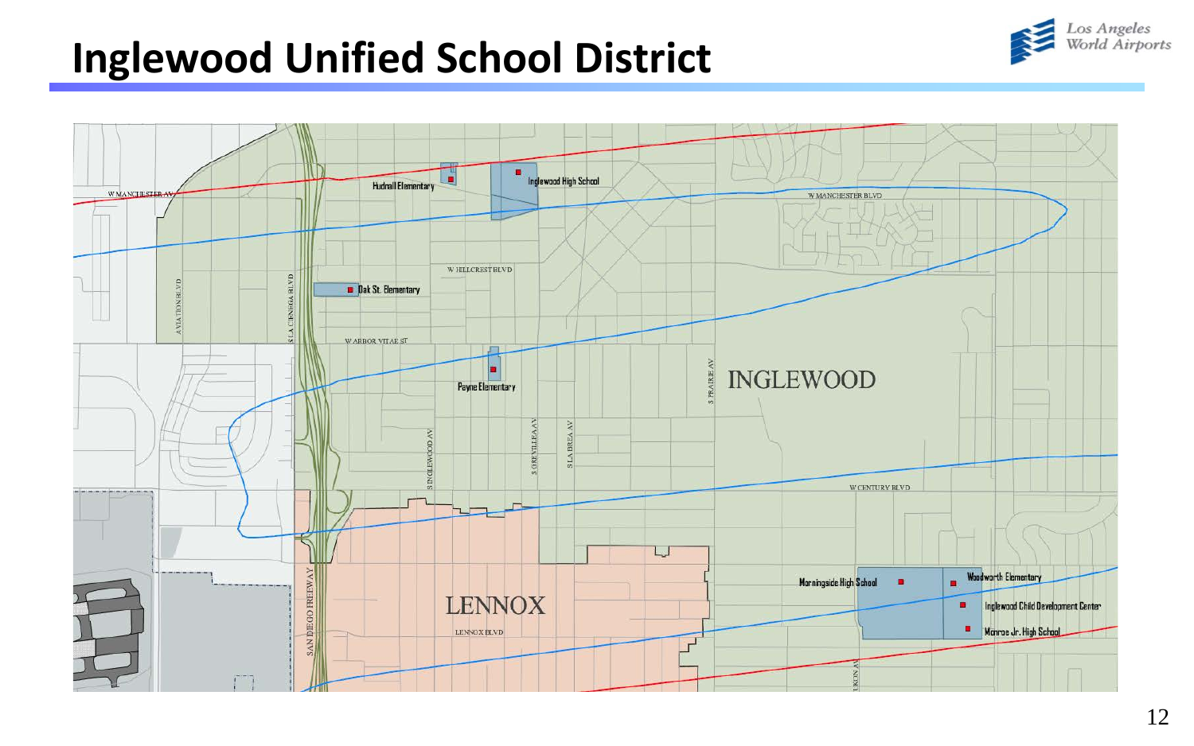# Inglewood Unified School District

Los Angeles World Airports

W MANCHESTER AV

Hudnall Elementary

Inglewood High School

W MANCHESTER BLVD

W HILLCREST BLVD

Oak St. Elementary

AVIATION BLVD

S LA CIENEGA BLVD

W ARBOR VITAE ST

Payne Elementary

INGLEWOOD

S PRAIRIE AV

S INGLEWOOD AV

S GREVILLEA AV

S LA BREA AV

W CENTURY BLVD

SAN DIEGO FREEWAY

LENNOX

LENNOX BLVD

Morningside High School

Woodworth Elementary

Inglewood Child Development Center

Monroe Jr. High School

YUKON AV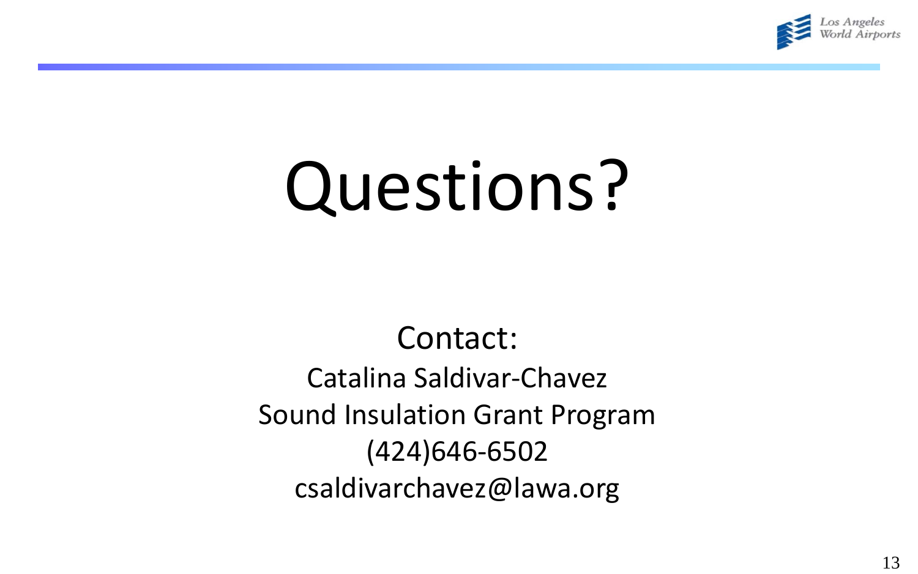# Questions?

Contact:

Catalina Saldivar-Chavez

Sound Insulation Grant Program

(424)646-6502

csaldivarchavez@lawa.org